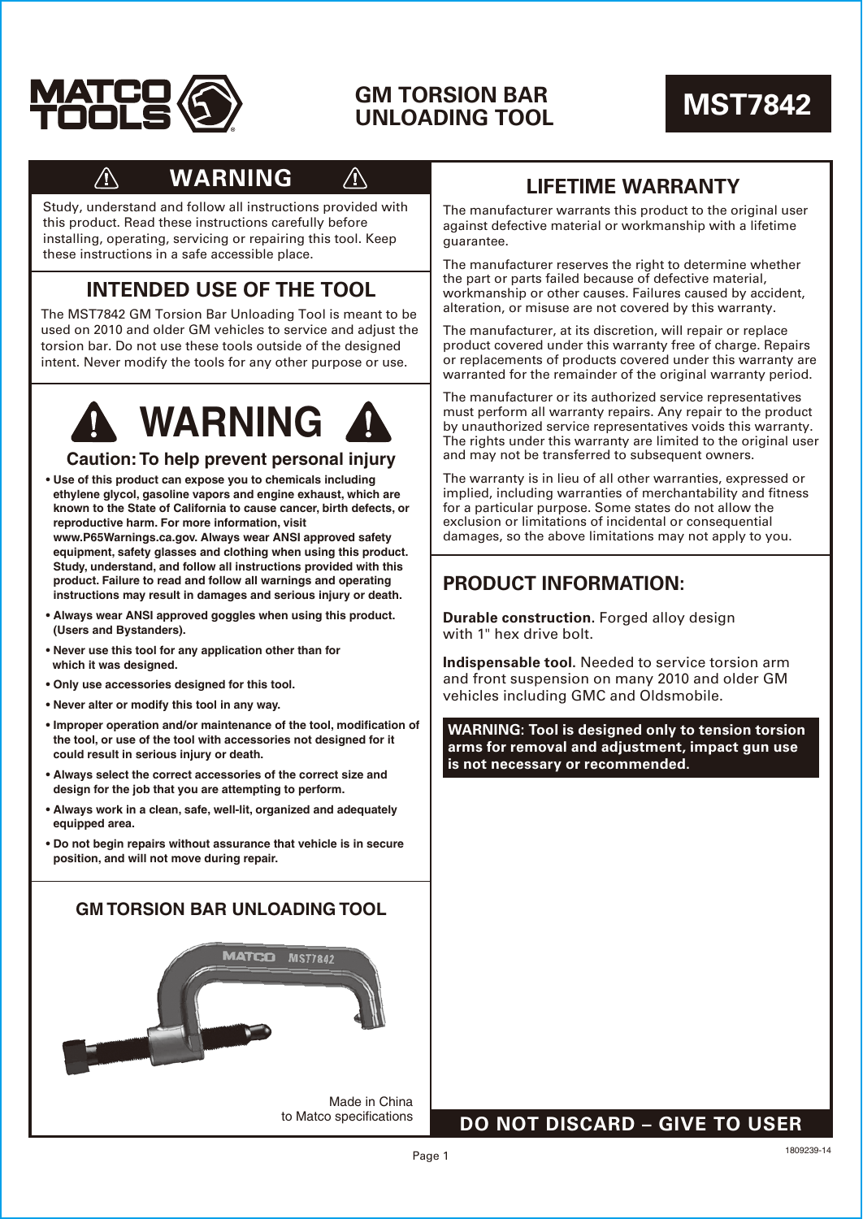# MATCO TOOLS

# GM TORSION BAR UNLOADING TOOL

# MST7842

## ⚠ WARNING ⚠

Study, understand and follow all instructions provided with this product. Read these instructions carefully before installing, operating, servicing or repairing this tool. Keep these instructions in a safe accessible place.

## INTENDED USE OF THE TOOL

The MST7842 GM Torsion Bar Unloading Tool is meant to be used on 2010 and older GM vehicles to service and adjust the torsion bar. Do not use these tools outside of the designed intent. Never modify the tools for any other purpose or use.

## WARNING

### Caution: To help prevent personal injury

- **Use of this product can expose you to chemicals including ethylene glycol, gasoline vapors and engine exhaust, which are known to the State of California to cause cancer, birth defects, or reproductive harm. For more information, visit www.P65Warnings.ca.gov. Always wear ANSI approved safety equipment, safety glasses and clothing when using this product. Study, understand, and follow all instructions provided with this product. Failure to read and follow all warnings and operating instructions may result in damages and serious injury or death.**
- **Always wear ANSI approved goggles when using this product. (Users and Bystanders).**
- **Never use this tool for any application other than for which it was designed.**
- **Only use accessories designed for this tool.**
- **Never alter or modify this tool in any way.**
- **Improper operation and/or maintenance of the tool, modification of the tool, or use of the tool with accessories not designed for it could result in serious injury or death.**
- **Always select the correct accessories of the correct size and design for the job that you are attempting to perform.**
- **Always work in a clean, safe, well-lit, organized and adequately equipped area.**
- **Do not begin repairs without assurance that vehicle is in secure position, and will not move during repair.**

## GM TORSION BAR UNLOADING TOOL

MATCO MST7842

Made in China
to Matco specifications

## LIFETIME WARRANTY

The manufacturer warrants this product to the original user against defective material or workmanship with a lifetime guarantee.

The manufacturer reserves the right to determine whether the part or parts failed because of defective material, workmanship or other causes. Failures caused by accident, alteration, or misuse are not covered by this warranty.

The manufacturer, at its discretion, will repair or replace product covered under this warranty free of charge. Repairs or replacements of products covered under this warranty are warranted for the remainder of the original warranty period.

The manufacturer or its authorized service representatives must perform all warranty repairs. Any repair to the product by unauthorized service representatives voids this warranty. The rights under this warranty are limited to the original user and may not be transferred to subsequent owners.

The warranty is in lieu of all other warranties, expressed or implied, including warranties of merchantability and fitness for a particular purpose. Some states do not allow the exclusion or limitations of incidental or consequential damages, so the above limitations may not apply to you.

## PRODUCT INFORMATION:

**Durable construction.** Forged alloy design with 1" hex drive bolt.

**Indispensable tool.** Needed to service torsion arm and front suspension on many 2010 and older GM vehicles including GMC and Oldsmobile.

**WARNING: Tool is designed only to tension torsion arms for removal and adjustment, impact gun use is not necessary or recommended.**

**DO NOT DISCARD – GIVE TO USER**

1809239-14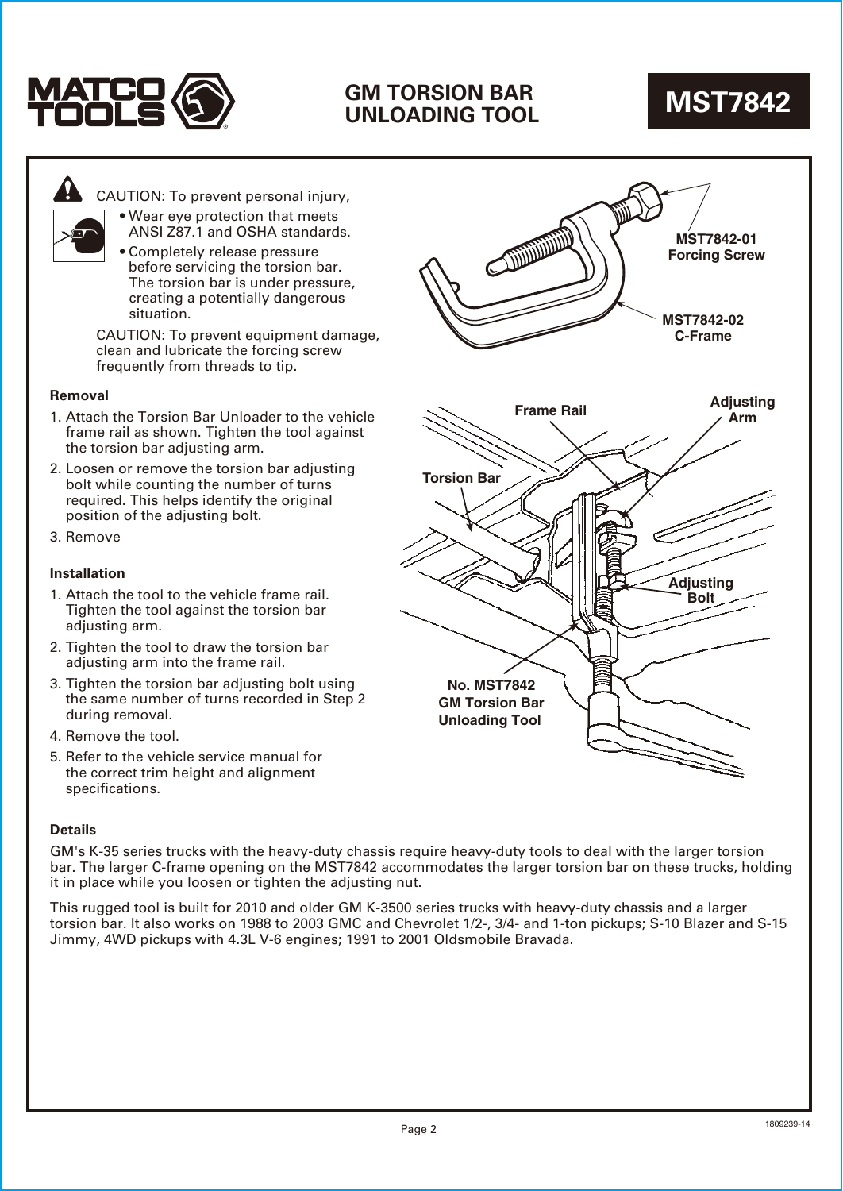# GM TORSION BAR UNLOADING TOOL

**MST7842**

CAUTION: To prevent personal injury,

- Wear eye protection that meets ANSI Z87.1 and OSHA standards.
- Completely release pressure before servicing the torsion bar. The torsion bar is under pressure, creating a potentially dangerous situation.

CAUTION: To prevent equipment damage, clean and lubricate the forcing screw frequently from threads to tip.

MST7842-01
Forcing Screw

MST7842-02
C-Frame

### Removal

1. Attach the Torsion Bar Unloader to the vehicle frame rail as shown. Tighten the tool against the torsion bar adjusting arm.
2. Loosen or remove the torsion bar adjusting bolt while counting the number of turns required. This helps identify the original position of the adjusting bolt.
3. Remove

### Installation

1. Attach the tool to the vehicle frame rail. Tighten the tool against the torsion bar adjusting arm.
2. Tighten the tool to draw the torsion bar adjusting arm into the frame rail.
3. Tighten the torsion bar adjusting bolt using the same number of turns recorded in Step 2 during removal.
4. Remove the tool.
5. Refer to the vehicle service manual for the correct trim height and alignment specifications.

Frame Rail

Adjusting Arm

Torsion Bar

Adjusting Bolt

No. MST7842
GM Torsion Bar
Unloading Tool

### Details

GM's K-35 series trucks with the heavy-duty chassis require heavy-duty tools to deal with the larger torsion bar. The larger C-frame opening on the MST7842 accommodates the larger torsion bar on these trucks, holding it in place while you loosen or tighten the adjusting nut.

This rugged tool is built for 2010 and older GM K-3500 series trucks with heavy-duty chassis and a larger torsion bar. It also works on 1988 to 2003 GMC and Chevrolet 1/2-, 3/4- and 1-ton pickups; S-10 Blazer and S-15 Jimmy, 4WD pickups with 4.3L V-6 engines; 1991 to 2001 Oldsmobile Bravada.

1809239-14